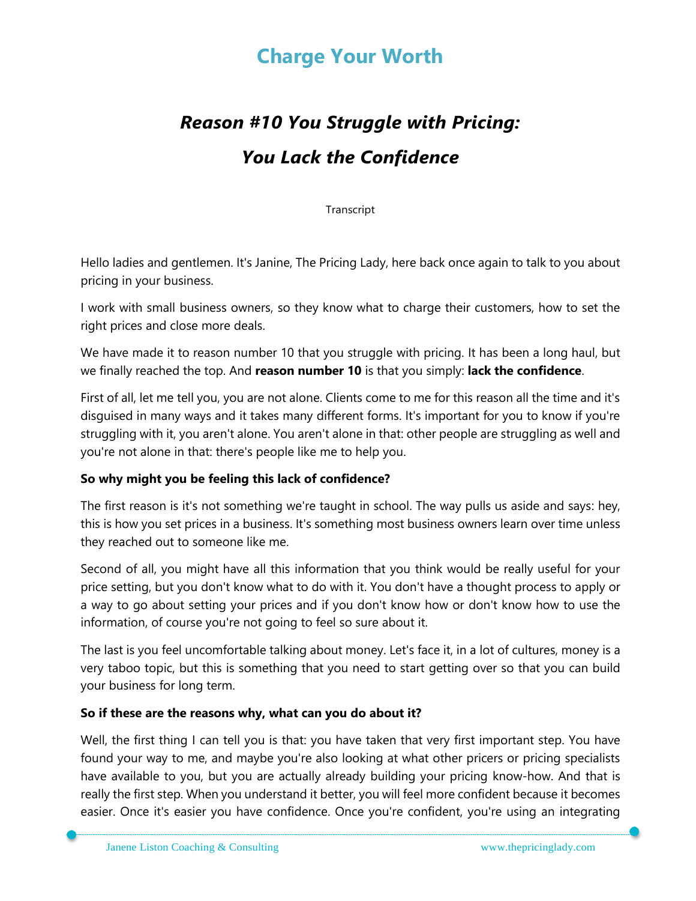# Charge Your Worth

## *Reason #10 You Struggle with Pricing:*

## *You Lack the Confidence*

Transcript

Hello ladies and gentlemen. It's Janine, The Pricing Lady, here back once again to talk to you about pricing in your business.

I work with small business owners, so they know what to charge their customers, how to set the right prices and close more deals.

We have made it to reason number 10 that you struggle with pricing. It has been a long haul, but we finally reached the top. And **reason number 10** is that you simply: **lack the confidence**.

First of all, let me tell you, you are not alone. Clients come to me for this reason all the time and it's disguised in many ways and it takes many different forms. It's important for you to know if you're struggling with it, you aren't alone. You aren't alone in that: other people are struggling as well and you're not alone in that: there's people like me to help you.

**So why might you be feeling this lack of confidence?**

The first reason is it's not something we're taught in school. The way pulls us aside and says: hey, this is how you set prices in a business. It's something most business owners learn over time unless they reached out to someone like me.

Second of all, you might have all this information that you think would be really useful for your price setting, but you don't know what to do with it. You don't have a thought process to apply or a way to go about setting your prices and if you don't know how or don't know how to use the information, of course you're not going to feel so sure about it.

The last is you feel uncomfortable talking about money. Let's face it, in a lot of cultures, money is a very taboo topic, but this is something that you need to start getting over so that you can build your business for long term.

**So if these are the reasons why, what can you do about it?**

Well, the first thing I can tell you is that: you have taken that very first important step. You have found your way to me, and maybe you're also looking at what other pricers or pricing specialists have available to you, but you are actually already building your pricing know-how. And that is really the first step. When you understand it better, you will feel more confident because it becomes easier. Once it's easier you have confidence. Once you're confident, you're using an integrating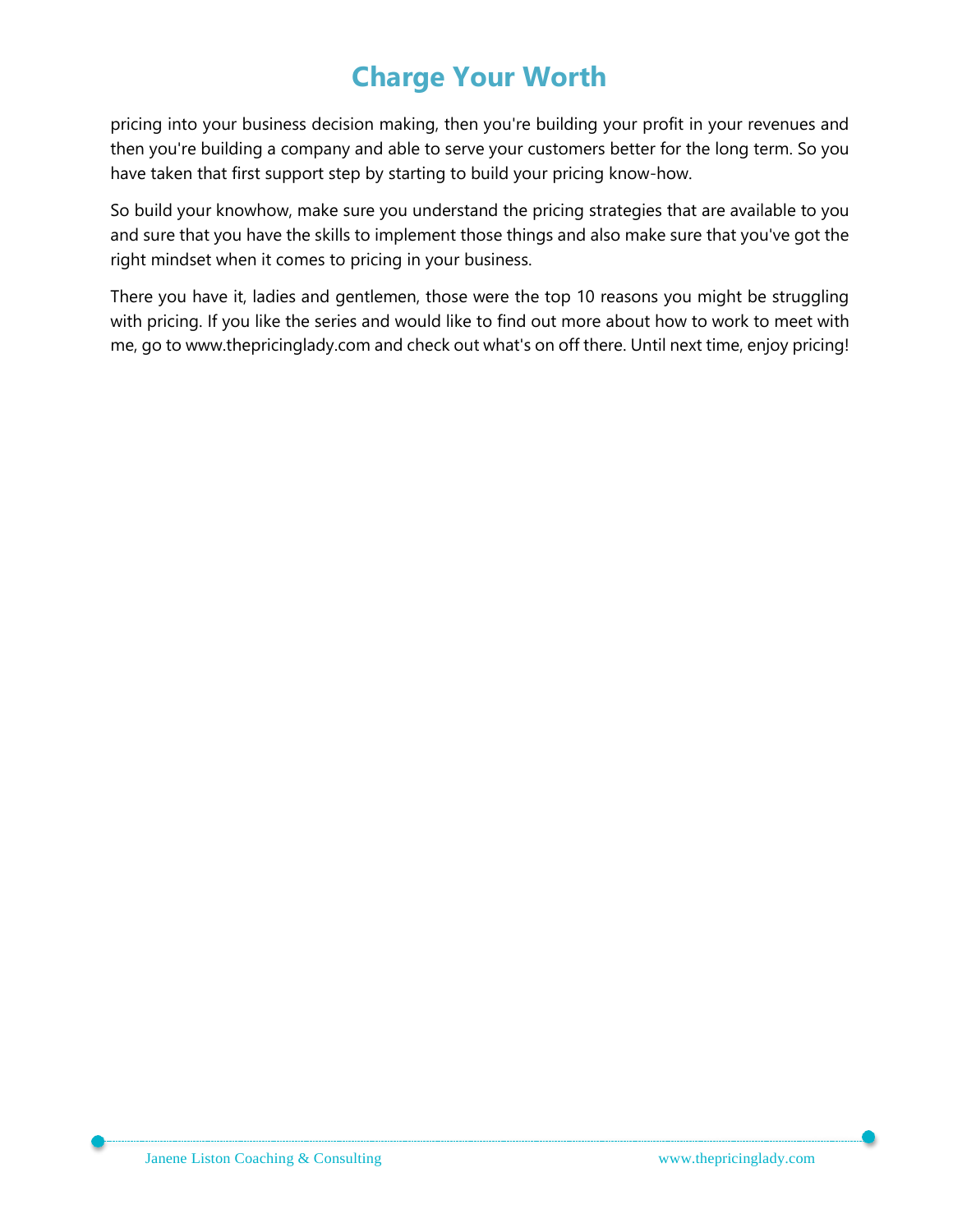pricing into your business decision making, then you're building your profit in your revenues and then you're building a company and able to serve your customers better for the long term. So you have taken that first support step by starting to build your pricing know-how.

So build your knowhow, make sure you understand the pricing strategies that are available to you and sure that you have the skills to implement those things and also make sure that you've got the right mindset when it comes to pricing in your business.

There you have it, ladies and gentlemen, those were the top 10 reasons you might be struggling with pricing. If you like the series and would like to find out more about how to work to meet with me, go to www.thepricinglady.com and check out what's on off there. Until next time, enjoy pricing!